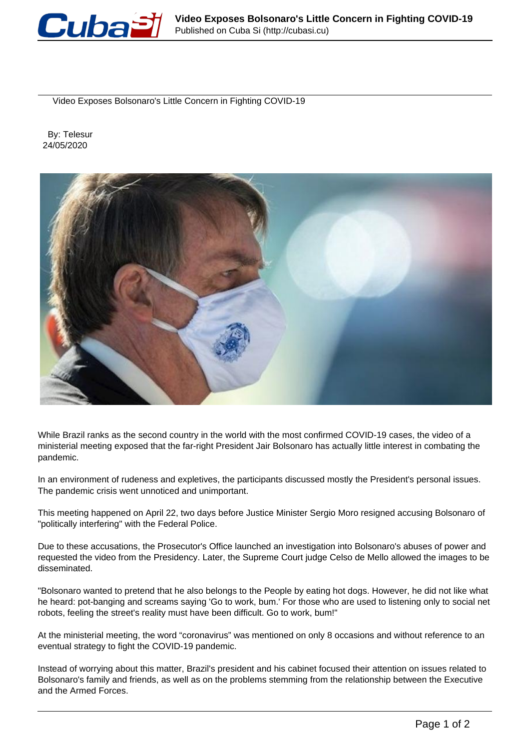# Video Exposes Bolsonaro's Little Concern in Fighting COVID-19

By: Telesur
24/05/2020

While Brazil ranks as the second country in the world with the most confirmed COVID-19 cases, the video of a ministerial meeting exposed that the far-right President Jair Bolsonaro has actually little interest in combating the pandemic.

In an environment of rudeness and expletives, the participants discussed mostly the President's personal issues. The pandemic crisis went unnoticed and unimportant.

This meeting happened on April 22, two days before Justice Minister Sergio Moro resigned accusing Bolsonaro of "politically interfering" with the Federal Police.

Due to these accusations, the Prosecutor's Office launched an investigation into Bolsonaro's abuses of power and requested the video from the Presidency. Later, the Supreme Court judge Celso de Mello allowed the images to be disseminated.

"Bolsonaro wanted to pretend that he also belongs to the People by eating hot dogs. However, he did not like what he heard: pot-banging and screams saying 'Go to work, bum.' For those who are used to listening only to social net robots, feeling the street's reality must have been difficult. Go to work, bum!"

At the ministerial meeting, the word "coronavirus" was mentioned on only 8 occasions and without reference to an eventual strategy to fight the COVID-19 pandemic.

Instead of worrying about this matter, Brazil's president and his cabinet focused their attention on issues related to Bolsonaro's family and friends, as well as on the problems stemming from the relationship between the Executive and the Armed Forces.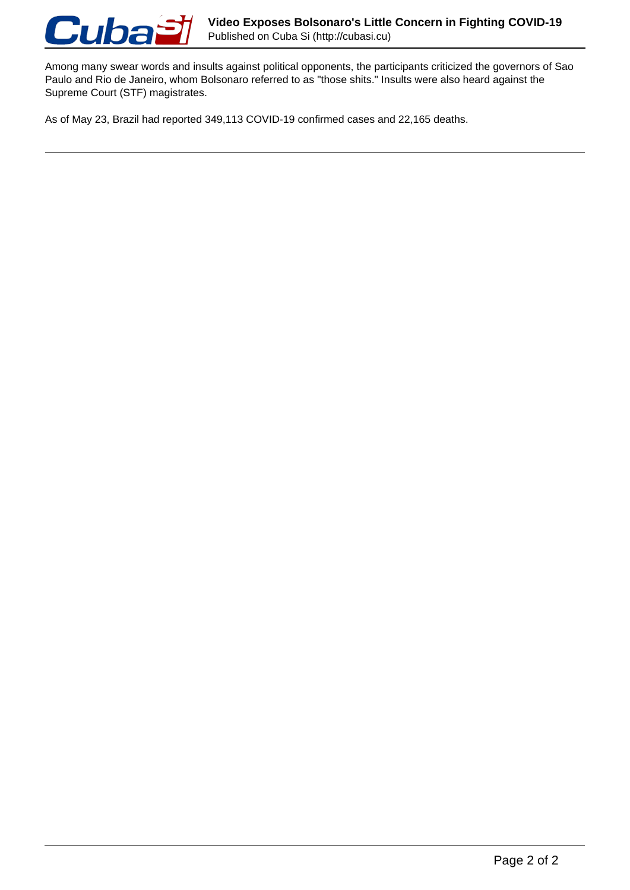Among many swear words and insults against political opponents, the participants criticized the governors of Sao Paulo and Rio de Janeiro, whom Bolsonaro referred to as "those shits." Insults were also heard against the Supreme Court (STF) magistrates.

As of May 23, Brazil had reported 349,113 COVID-19 confirmed cases and 22,165 deaths.